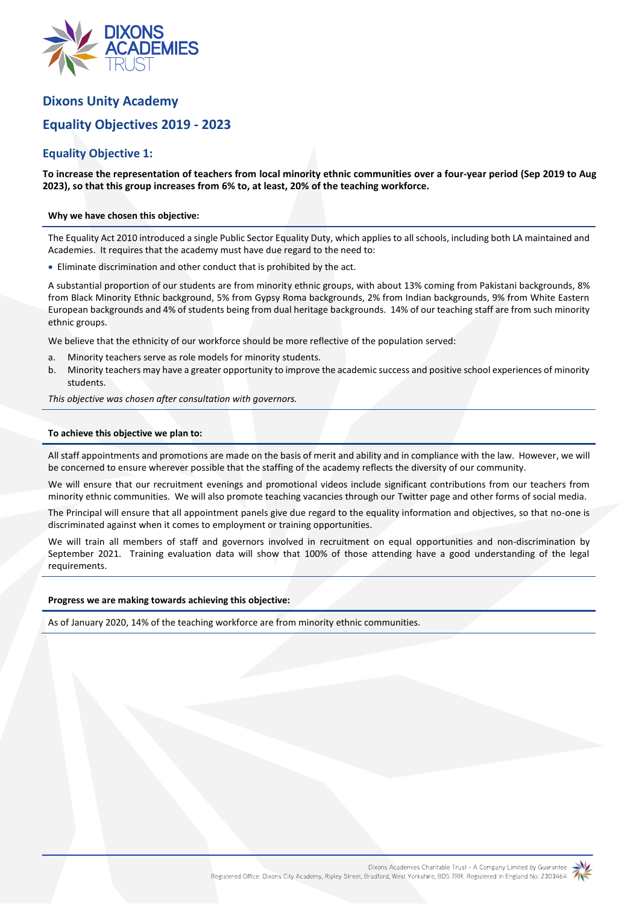# Dixons Unity Academy

## Equality Objectives 2019 - 2023

### Equality Objective 1:

**To increase the representation of teachers from local minority ethnic communities over a four-year period (Sep 2019 to Aug 2023), so that this group increases from 6% to, at least, 20% of the teaching workforce.**

**Why we have chosen this objective:**

The Equality Act 2010 introduced a single Public Sector Equality Duty, which applies to all schools, including both LA maintained and Academies. It requires that the academy must have due regard to the need to:

- Eliminate discrimination and other conduct that is prohibited by the act.

A substantial proportion of our students are from minority ethnic groups, with about 13% coming from Pakistani backgrounds, 8% from Black Minority Ethnic background, 5% from Gypsy Roma backgrounds, 2% from Indian backgrounds, 9% from White Eastern European backgrounds and 4% of students being from dual heritage backgrounds. 14% of our teaching staff are from such minority ethnic groups.

We believe that the ethnicity of our workforce should be more reflective of the population served:

a. Minority teachers serve as role models for minority students.
b. Minority teachers may have a greater opportunity to improve the academic success and positive school experiences of minority students.

*This objective was chosen after consultation with governors.*

**To achieve this objective we plan to:**

All staff appointments and promotions are made on the basis of merit and ability and in compliance with the law. However, we will be concerned to ensure wherever possible that the staffing of the academy reflects the diversity of our community.

We will ensure that our recruitment evenings and promotional videos include significant contributions from our teachers from minority ethnic communities. We will also promote teaching vacancies through our Twitter page and other forms of social media.

The Principal will ensure that all appointment panels give due regard to the equality information and objectives, so that no-one is discriminated against when it comes to employment or training opportunities.

We will train all members of staff and governors involved in recruitment on equal opportunities and non-discrimination by September 2021. Training evaluation data will show that 100% of those attending have a good understanding of the legal requirements.

**Progress we are making towards achieving this objective:**

As of January 2020, 14% of the teaching workforce are from minority ethnic communities.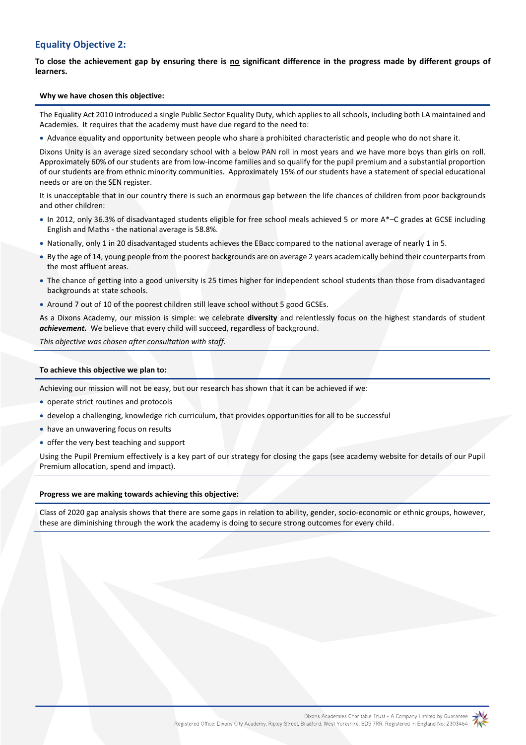## Equality Objective 2:

**To close the achievement gap by ensuring there is <u>no</u> significant difference in the progress made by different groups of learners.**

**Why we have chosen this objective:**

The Equality Act 2010 introduced a single Public Sector Equality Duty, which applies to all schools, including both LA maintained and Academies. It requires that the academy must have due regard to the need to:

- Advance equality and opportunity between people who share a prohibited characteristic and people who do not share it.

Dixons Unity is an average sized secondary school with a below PAN roll in most years and we have more boys than girls on roll. Approximately 60% of our students are from low-income families and so qualify for the pupil premium and a substantial proportion of our students are from ethnic minority communities. Approximately 15% of our students have a statement of special educational needs or are on the SEN register.

It is unacceptable that in our country there is such an enormous gap between the life chances of children from poor backgrounds and other children:

- In 2012, only 36.3% of disadvantaged students eligible for free school meals achieved 5 or more A*–C grades at GCSE including English and Maths - the national average is 58.8%.
- Nationally, only 1 in 20 disadvantaged students achieves the EBacc compared to the national average of nearly 1 in 5.
- By the age of 14, young people from the poorest backgrounds are on average 2 years academically behind their counterparts from the most affluent areas.
- The chance of getting into a good university is 25 times higher for independent school students than those from disadvantaged backgrounds at state schools.
- Around 7 out of 10 of the poorest children still leave school without 5 good GCSEs.

As a Dixons Academy, our mission is simple: we celebrate **diversity** and relentlessly focus on the highest standards of student ***achievement.*** We believe that every child <u>will</u> succeed, regardless of background.

*This objective was chosen after consultation with staff.*

**To achieve this objective we plan to:**

Achieving our mission will not be easy, but our research has shown that it can be achieved if we:

- operate strict routines and protocols
- develop a challenging, knowledge rich curriculum, that provides opportunities for all to be successful
- have an unwavering focus on results
- offer the very best teaching and support

Using the Pupil Premium effectively is a key part of our strategy for closing the gaps (see academy website for details of our Pupil Premium allocation, spend and impact).

**Progress we are making towards achieving this objective:**

Class of 2020 gap analysis shows that there are some gaps in relation to ability, gender, socio-economic or ethnic groups, however, these are diminishing through the work the academy is doing to secure strong outcomes for every child.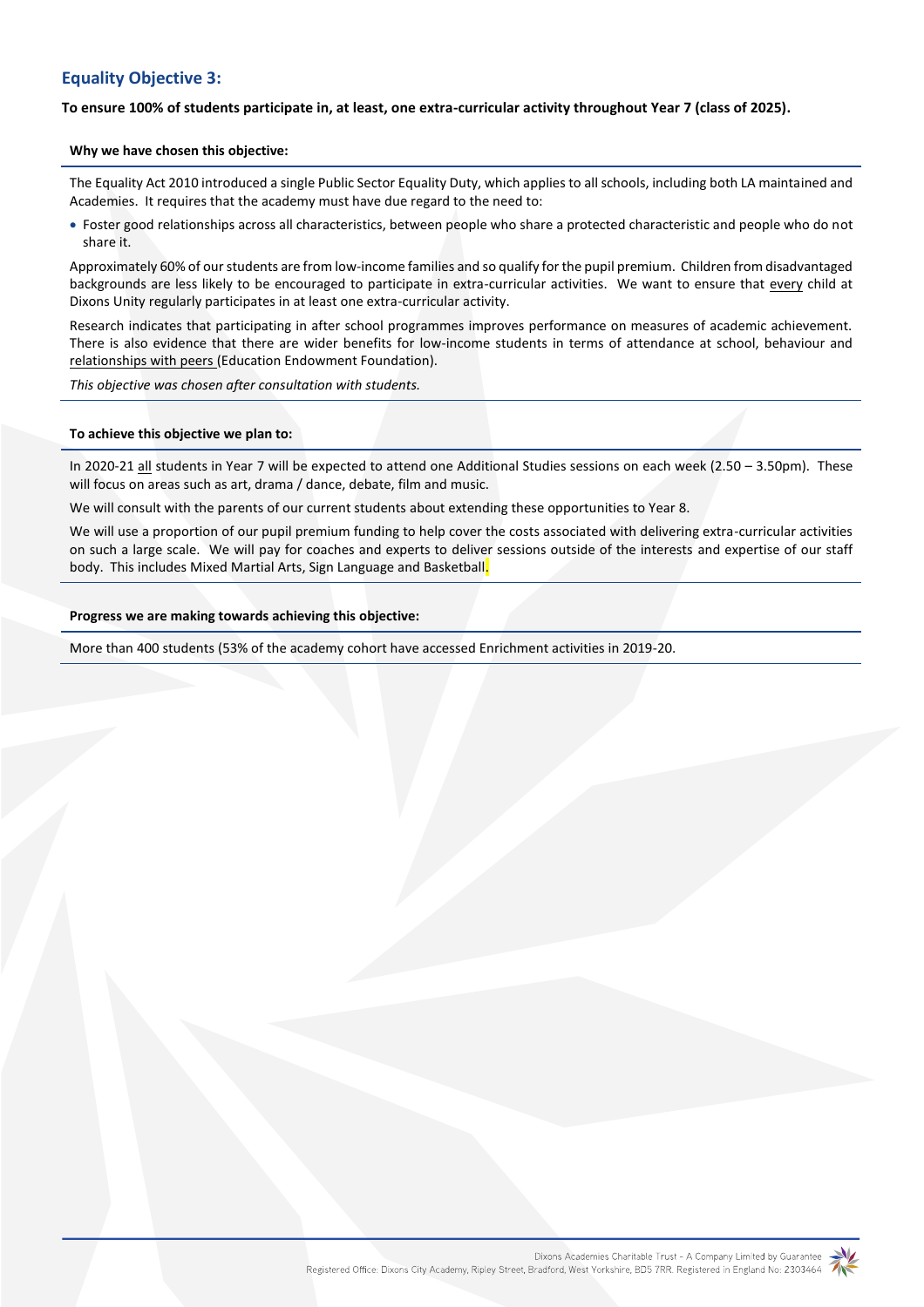## Equality Objective 3:

**To ensure 100% of students participate in, at least, one extra-curricular activity throughout Year 7 (class of 2025).**

**Why we have chosen this objective:**

The Equality Act 2010 introduced a single Public Sector Equality Duty, which applies to all schools, including both LA maintained and Academies. It requires that the academy must have due regard to the need to:

- Foster good relationships across all characteristics, between people who share a protected characteristic and people who do not share it.

Approximately 60% of our students are from low-income families and so qualify for the pupil premium. Children from disadvantaged backgrounds are less likely to be encouraged to participate in extra-curricular activities. We want to ensure that every child at Dixons Unity regularly participates in at least one extra-curricular activity.

Research indicates that participating in after school programmes improves performance on measures of academic achievement. There is also evidence that there are wider benefits for low-income students in terms of attendance at school, behaviour and relationships with peers (Education Endowment Foundation).

*This objective was chosen after consultation with students.*

**To achieve this objective we plan to:**

In 2020-21 all students in Year 7 will be expected to attend one Additional Studies sessions on each week (2.50 – 3.50pm). These will focus on areas such as art, drama / dance, debate, film and music.

We will consult with the parents of our current students about extending these opportunities to Year 8.

We will use a proportion of our pupil premium funding to help cover the costs associated with delivering extra-curricular activities on such a large scale. We will pay for coaches and experts to deliver sessions outside of the interests and expertise of our staff body. This includes Mixed Martial Arts, Sign Language and Basketball.

**Progress we are making towards achieving this objective:**

More than 400 students (53% of the academy cohort have accessed Enrichment activities in 2019-20.